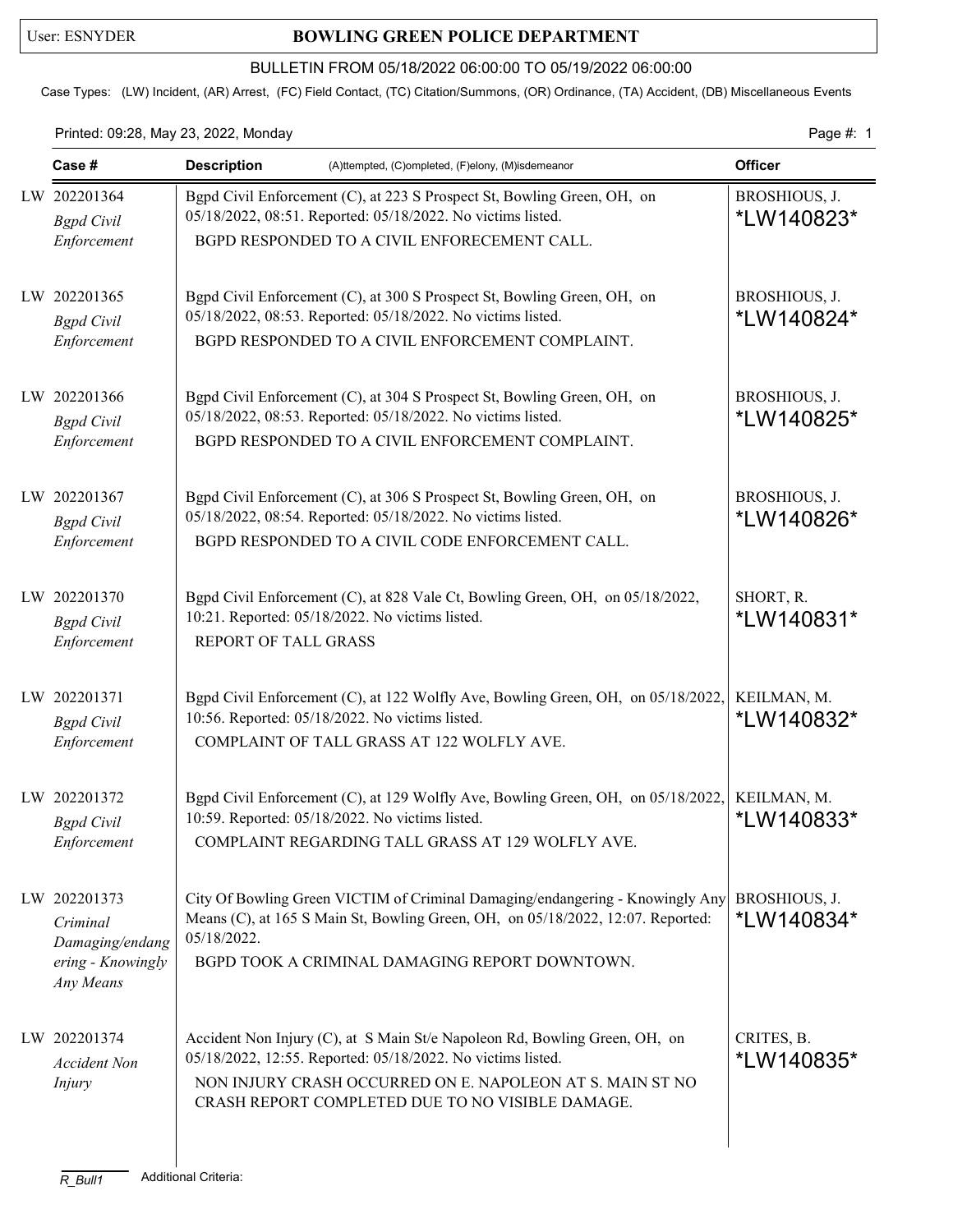User: ESNYDER

# BOWLING GREEN POLICE DEPARTMENT

BULLETIN FROM 05/18/2022 06:00:00 TO 05/19/2022 06:00:00

Case Types: (LW) Incident, (AR) Arrest, (FC) Field Contact, (TC) Citation/Summons, (OR) Ordinance, (TA) Accident, (DB) Miscellaneous Events

Printed: 09:28, May 23, 2022, Monday

| Case # | Description (A)ttempted, (C)ompleted, (F)elony, (M)isdemeanor | Officer |
|---|---|---|
| LW 202201364 *Bgpd Civil Enforcement* | Bgpd Civil Enforcement (C), at 223 S Prospect St, Bowling Green, OH, on 05/18/2022, 08:51. Reported: 05/18/2022. No victims listed. BGPD RESPONDED TO A CIVIL ENFORECEMENT CALL. | BROSHIOUS, J. *LW140823* |
| LW 202201365 *Bgpd Civil Enforcement* | Bgpd Civil Enforcement (C), at 300 S Prospect St, Bowling Green, OH, on 05/18/2022, 08:53. Reported: 05/18/2022. No victims listed. BGPD RESPONDED TO A CIVIL ENFORCEMENT COMPLAINT. | BROSHIOUS, J. *LW140824* |
| LW 202201366 *Bgpd Civil Enforcement* | Bgpd Civil Enforcement (C), at 304 S Prospect St, Bowling Green, OH, on 05/18/2022, 08:53. Reported: 05/18/2022. No victims listed. BGPD RESPONDED TO A CIVIL ENFORCEMENT COMPLAINT. | BROSHIOUS, J. *LW140825* |
| LW 202201367 *Bgpd Civil Enforcement* | Bgpd Civil Enforcement (C), at 306 S Prospect St, Bowling Green, OH, on 05/18/2022, 08:54. Reported: 05/18/2022. No victims listed. BGPD RESPONDED TO A CIVIL CODE ENFORCEMENT CALL. | BROSHIOUS, J. *LW140826* |
| LW 202201370 *Bgpd Civil Enforcement* | Bgpd Civil Enforcement (C), at 828 Vale Ct, Bowling Green, OH, on 05/18/2022, 10:21. Reported: 05/18/2022. No victims listed. REPORT OF TALL GRASS | SHORT, R. *LW140831* |
| LW 202201371 *Bgpd Civil Enforcement* | Bgpd Civil Enforcement (C), at 122 Wolfly Ave, Bowling Green, OH, on 05/18/2022, 10:56. Reported: 05/18/2022. No victims listed. COMPLAINT OF TALL GRASS AT 122 WOLFLY AVE. | KEILMAN, M. *LW140832* |
| LW 202201372 *Bgpd Civil Enforcement* | Bgpd Civil Enforcement (C), at 129 Wolfly Ave, Bowling Green, OH, on 05/18/2022, 10:59. Reported: 05/18/2022. No victims listed. COMPLAINT REGARDING TALL GRASS AT 129 WOLFLY AVE. | KEILMAN, M. *LW140833* |
| LW 202201373 *Criminal Damaging/endangering - Knowingly Any Means* | City Of Bowling Green VICTIM of Criminal Damaging/endangering - Knowingly Any Means (C), at 165 S Main St, Bowling Green, OH, on 05/18/2022, 12:07. Reported: 05/18/2022. BGPD TOOK A CRIMINAL DAMAGING REPORT DOWNTOWN. | BROSHIOUS, J. *LW140834* |
| LW 202201374 *Accident Non Injury* | Accident Non Injury (C), at S Main St/e Napoleon Rd, Bowling Green, OH, on 05/18/2022, 12:55. Reported: 05/18/2022. No victims listed. NON INJURY CRASH OCCURRED ON E. NAPOLEON AT S. MAIN ST NO CRASH REPORT COMPLETED DUE TO NO VISIBLE DAMAGE. | CRITES, B. *LW140835* |

R_Bull1 Additional Criteria: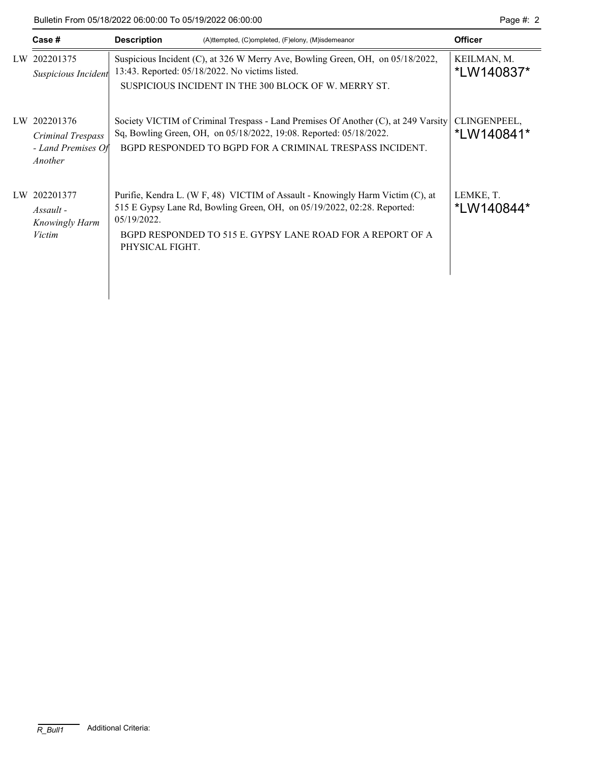| Case # | Description (A)ttempted, (C)ompleted, (F)elony, (M)isdemeanor | Officer |
|---|---|---|
| LW 202201375 *Suspicious Incident* | Suspicious Incident (C), at 326 W Merry Ave, Bowling Green, OH, on 05/18/2022, 13:43. Reported: 05/18/2022. No victims listed. SUSPICIOUS INCIDENT IN THE 300 BLOCK OF W. MERRY ST. | KEILMAN, M. *LW140837* |
| LW 202201376 *Criminal Trespass - Land Premises Of Another* | Society VICTIM of Criminal Trespass - Land Premises Of Another (C), at 249 Varsity Sq, Bowling Green, OH, on 05/18/2022, 19:08. Reported: 05/18/2022. BGPD RESPONDED TO BGPD FOR A CRIMINAL TRESPASS INCIDENT. | CLINGENPEEL, *LW140841* |
| LW 202201377 *Assault - Knowingly Harm Victim* | Purifie, Kendra L. (W F, 48) VICTIM of Assault - Knowingly Harm Victim (C), at 515 E Gypsy Lane Rd, Bowling Green, OH, on 05/19/2022, 02:28. Reported: 05/19/2022. BGPD RESPONDED TO 515 E. GYPSY LANE ROAD FOR A REPORT OF A PHYSICAL FIGHT. | LEMKE, T. *LW140844* |

R_Bull1 Additional Criteria: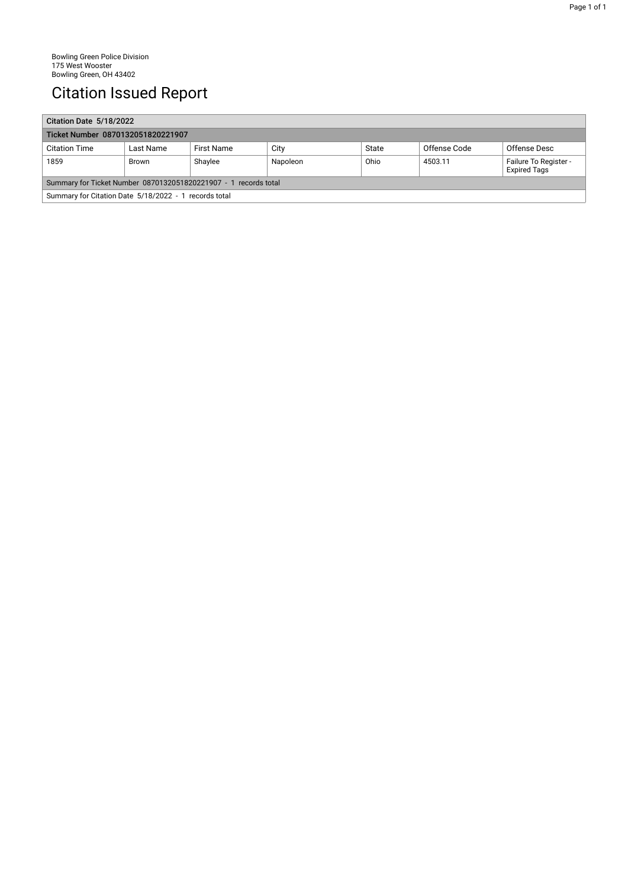Bowling Green Police Division
175 West Wooster
Bowling Green, OH 43402

# Citation Issued Report

| Citation Date 5/18/2022 | | | | | | |
|---|---|---|---|---|---|---|
| **Ticket Number 0870132051820221907** | | | | | | |
| Citation Time | Last Name | First Name | City | State | Offense Code | Offense Desc |
| 1859 | Brown | Shaylee | Napoleon | Ohio | 4503.11 | Failure To Register - Expired Tags |
| Summary for Ticket Number 0870132051820221907 - 1 records total | | | | | | |
| Summary for Citation Date 5/18/2022 - 1 records total | | | | | | |